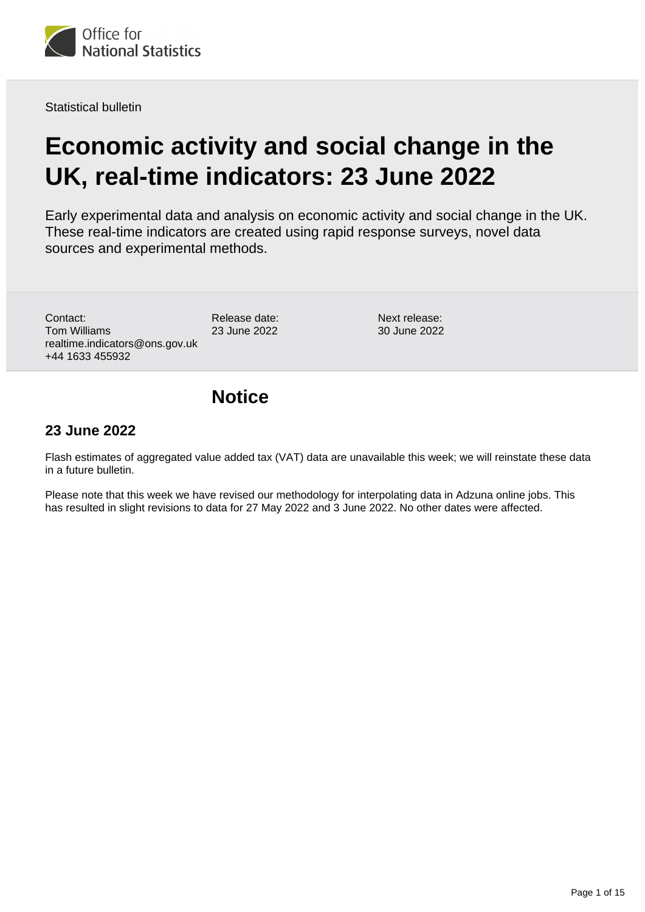Office for National Statistics

Statistical bulletin

# Economic activity and social change in the UK, real-time indicators: 23 June 2022

Early experimental data and analysis on economic activity and social change in the UK. These real-time indicators are created using rapid response surveys, novel data sources and experimental methods.

Contact:
Tom Williams
realtime.indicators@ons.gov.uk
+44 1633 455932

Release date:
23 June 2022

Next release:
30 June 2022

## Notice

### 23 June 2022

Flash estimates of aggregated value added tax (VAT) data are unavailable this week; we will reinstate these data in a future bulletin.

Please note that this week we have revised our methodology for interpolating data in Adzuna online jobs. This has resulted in slight revisions to data for 27 May 2022 and 3 June 2022. No other dates were affected.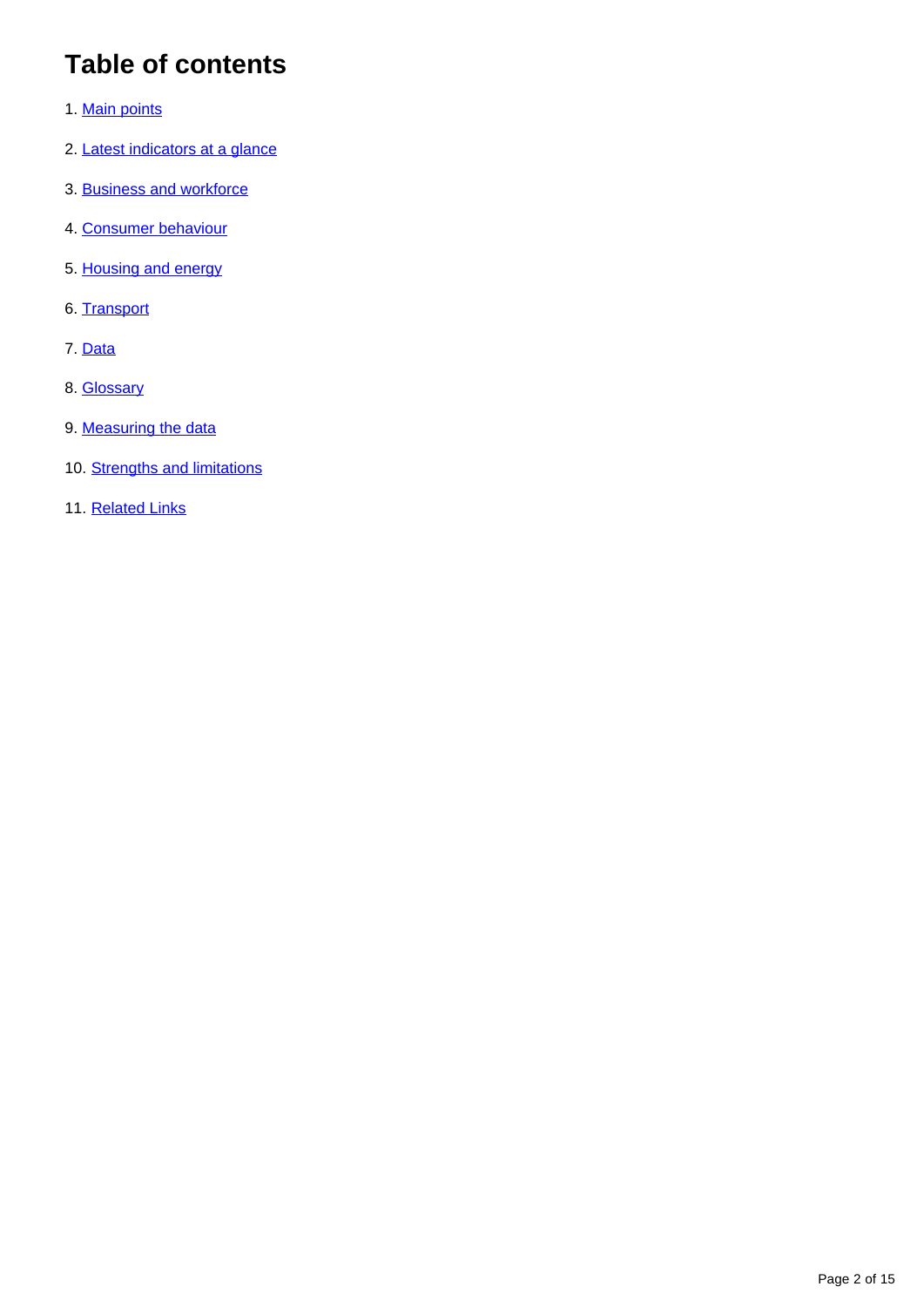# Table of contents

1. Main points
2. Latest indicators at a glance
3. Business and workforce
4. Consumer behaviour
5. Housing and energy
6. Transport
7. Data
8. Glossary
9. Measuring the data
10. Strengths and limitations
11. Related Links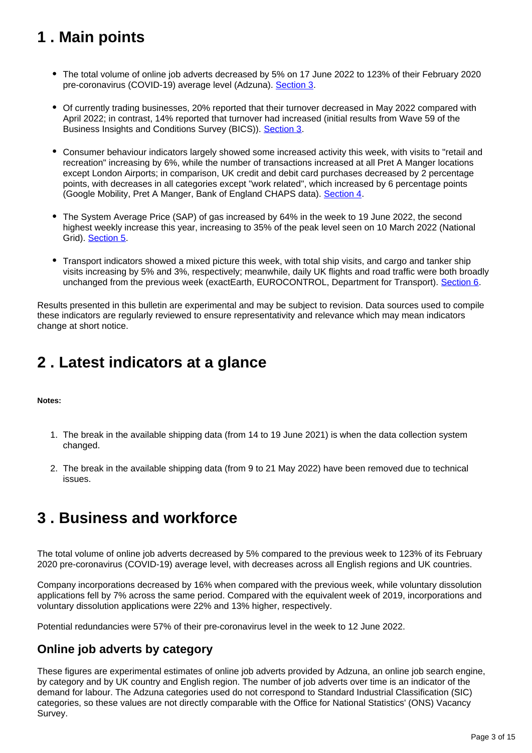## 1 . Main points

- The total volume of online job adverts decreased by 5% on 17 June 2022 to 123% of their February 2020 pre-coronavirus (COVID-19) average level (Adzuna). Section 3.
- Of currently trading businesses, 20% reported that their turnover decreased in May 2022 compared with April 2022; in contrast, 14% reported that turnover had increased (initial results from Wave 59 of the Business Insights and Conditions Survey (BICS)). Section 3.
- Consumer behaviour indicators largely showed some increased activity this week, with visits to "retail and recreation" increasing by 6%, while the number of transactions increased at all Pret A Manger locations except London Airports; in comparison, UK credit and debit card purchases decreased by 2 percentage points, with decreases in all categories except "work related", which increased by 6 percentage points (Google Mobility, Pret A Manger, Bank of England CHAPS data). Section 4.
- The System Average Price (SAP) of gas increased by 64% in the week to 19 June 2022, the second highest weekly increase this year, increasing to 35% of the peak level seen on 10 March 2022 (National Grid). Section 5.
- Transport indicators showed a mixed picture this week, with total ship visits, and cargo and tanker ship visits increasing by 5% and 3%, respectively; meanwhile, daily UK flights and road traffic were both broadly unchanged from the previous week (exactEarth, EUROCONTROL, Department for Transport). Section 6.

Results presented in this bulletin are experimental and may be subject to revision. Data sources used to compile these indicators are regularly reviewed to ensure representativity and relevance which may mean indicators change at short notice.

## 2 . Latest indicators at a glance

**Notes:**

1. The break in the available shipping data (from 14 to 19 June 2021) is when the data collection system changed.
2. The break in the available shipping data (from 9 to 21 May 2022) have been removed due to technical issues.

## 3 . Business and workforce

The total volume of online job adverts decreased by 5% compared to the previous week to 123% of its February 2020 pre-coronavirus (COVID-19) average level, with decreases across all English regions and UK countries.

Company incorporations decreased by 16% when compared with the previous week, while voluntary dissolution applications fell by 7% across the same period. Compared with the equivalent week of 2019, incorporations and voluntary dissolution applications were 22% and 13% higher, respectively.

Potential redundancies were 57% of their pre-coronavirus level in the week to 12 June 2022.

### Online job adverts by category

These figures are experimental estimates of online job adverts provided by Adzuna, an online job search engine, by category and by UK country and English region. The number of job adverts over time is an indicator of the demand for labour. The Adzuna categories used do not correspond to Standard Industrial Classification (SIC) categories, so these values are not directly comparable with the Office for National Statistics' (ONS) Vacancy Survey.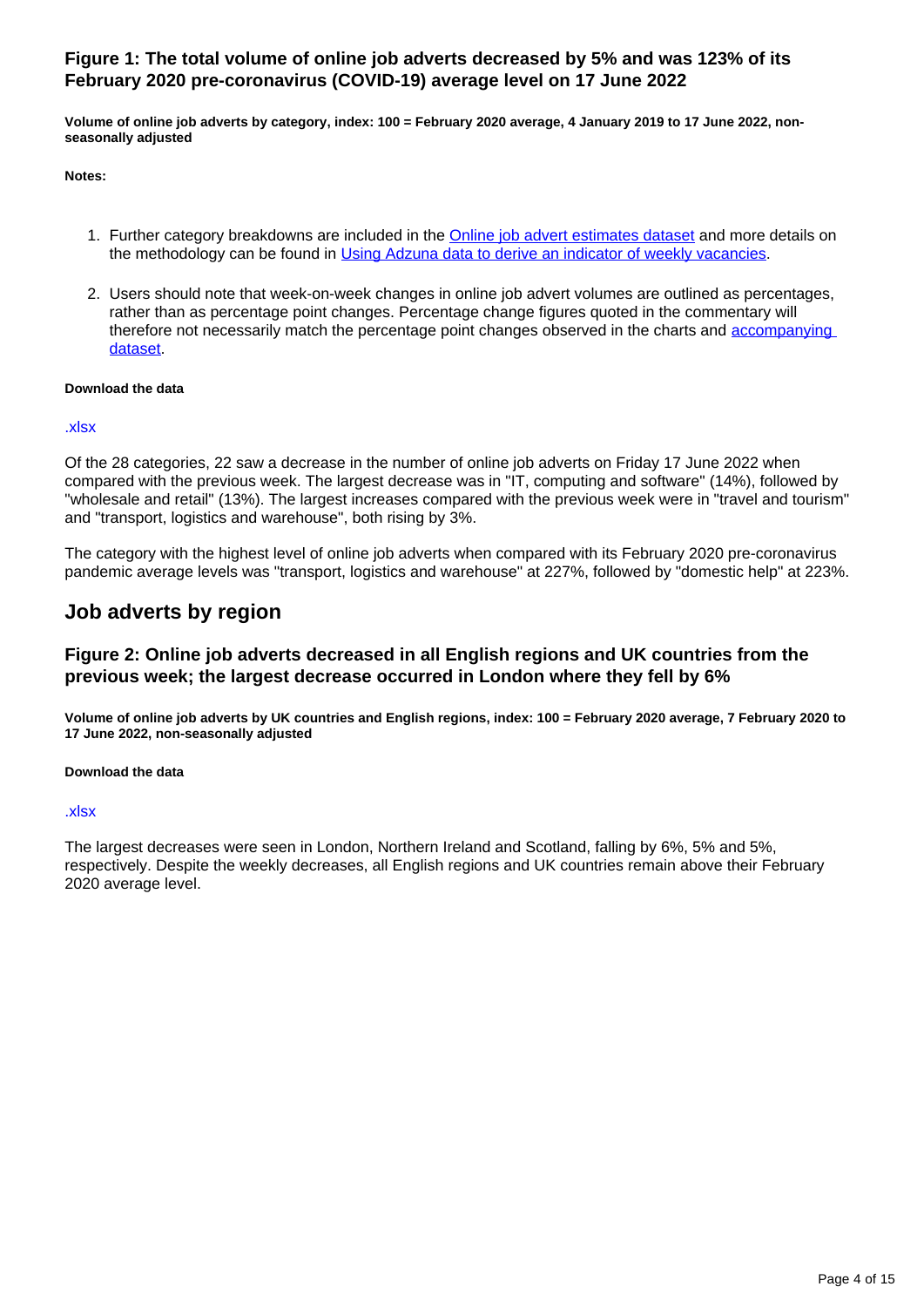### Figure 1: The total volume of online job adverts decreased by 5% and was 123% of its February 2020 pre-coronavirus (COVID-19) average level on 17 June 2022

**Volume of online job adverts by category, index: 100 = February 2020 average, 4 January 2019 to 17 June 2022, non-seasonally adjusted**

**Notes:**

1. Further category breakdowns are included in the Online job advert estimates dataset and more details on the methodology can be found in Using Adzuna data to derive an indicator of weekly vacancies.
2. Users should note that week-on-week changes in online job advert volumes are outlined as percentages, rather than as percentage point changes. Percentage change figures quoted in the commentary will therefore not necessarily match the percentage point changes observed in the charts and accompanying dataset.

**Download the data**

.xlsx

Of the 28 categories, 22 saw a decrease in the number of online job adverts on Friday 17 June 2022 when compared with the previous week. The largest decrease was in "IT, computing and software" (14%), followed by "wholesale and retail" (13%). The largest increases compared with the previous week were in "travel and tourism" and "transport, logistics and warehouse", both rising by 3%.

The category with the highest level of online job adverts when compared with its February 2020 pre-coronavirus pandemic average levels was "transport, logistics and warehouse" at 227%, followed by "domestic help" at 223%.

## Job adverts by region

### Figure 2: Online job adverts decreased in all English regions and UK countries from the previous week; the largest decrease occurred in London where they fell by 6%

**Volume of online job adverts by UK countries and English regions, index: 100 = February 2020 average, 7 February 2020 to 17 June 2022, non-seasonally adjusted**

**Download the data**

.xlsx

The largest decreases were seen in London, Northern Ireland and Scotland, falling by 6%, 5% and 5%, respectively. Despite the weekly decreases, all English regions and UK countries remain above their February 2020 average level.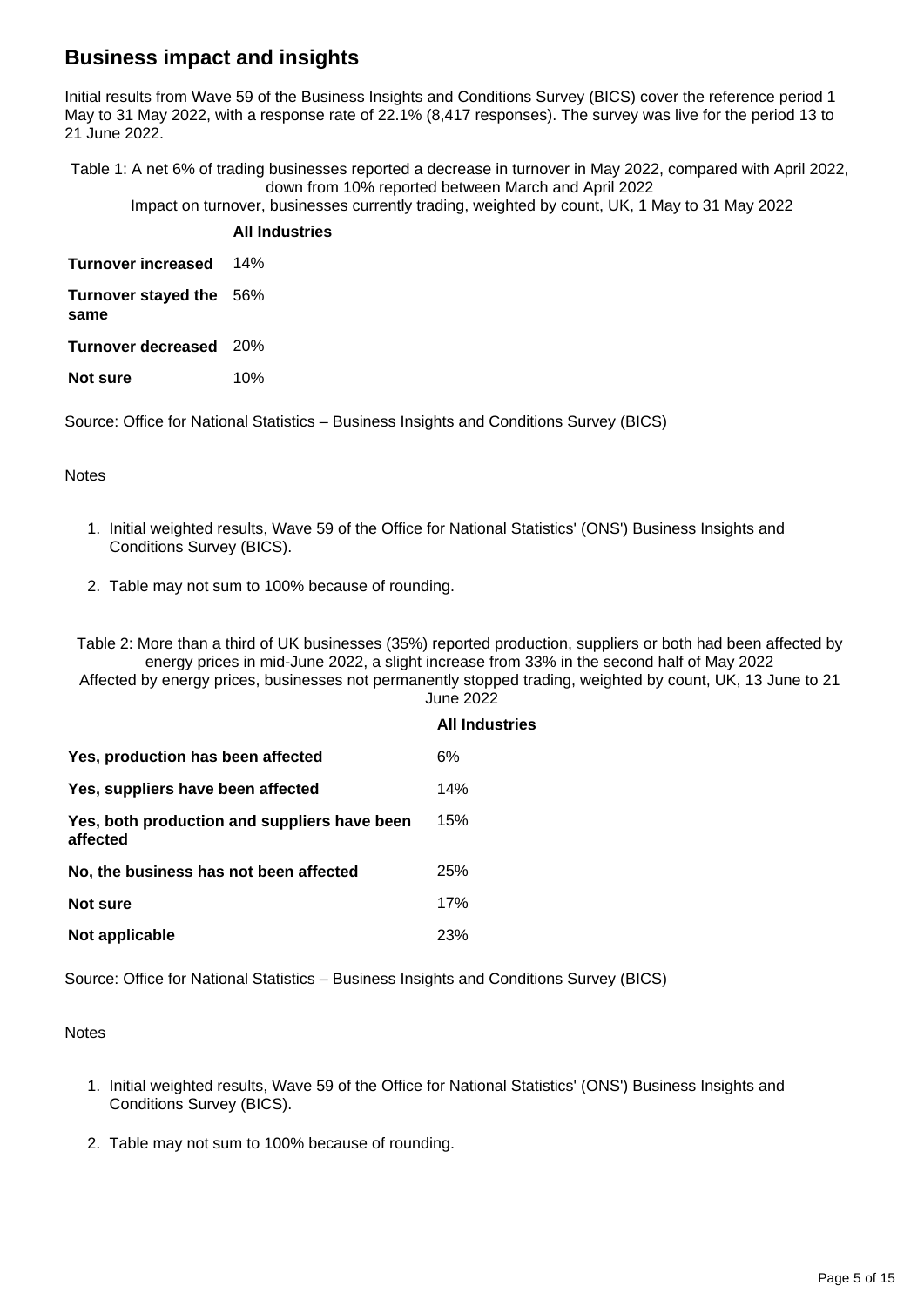## Business impact and insights

Initial results from Wave 59 of the Business Insights and Conditions Survey (BICS) cover the reference period 1 May to 31 May 2022, with a response rate of 22.1% (8,417 responses). The survey was live for the period 13 to 21 June 2022.

Table 1: A net 6% of trading businesses reported a decrease in turnover in May 2022, compared with April 2022, down from 10% reported between March and April 2022

Impact on turnover, businesses currently trading, weighted by count, UK, 1 May to 31 May 2022

| | All Industries |
|---|---|
| **Turnover increased** | 14% |
| **Turnover stayed the same** | 56% |
| **Turnover decreased** | 20% |
| **Not sure** | 10% |

Source: Office for National Statistics – Business Insights and Conditions Survey (BICS)

Notes

1. Initial weighted results, Wave 59 of the Office for National Statistics' (ONS') Business Insights and Conditions Survey (BICS).
2. Table may not sum to 100% because of rounding.

Table 2: More than a third of UK businesses (35%) reported production, suppliers or both had been affected by energy prices in mid-June 2022, a slight increase from 33% in the second half of May 2022

Affected by energy prices, businesses not permanently stopped trading, weighted by count, UK, 13 June to 21 June 2022

| | All Industries |
|---|---|
| **Yes, production has been affected** | 6% |
| **Yes, suppliers have been affected** | 14% |
| **Yes, both production and suppliers have been affected** | 15% |
| **No, the business has not been affected** | 25% |
| **Not sure** | 17% |
| **Not applicable** | 23% |

Source: Office for National Statistics – Business Insights and Conditions Survey (BICS)

Notes

1. Initial weighted results, Wave 59 of the Office for National Statistics' (ONS') Business Insights and Conditions Survey (BICS).
2. Table may not sum to 100% because of rounding.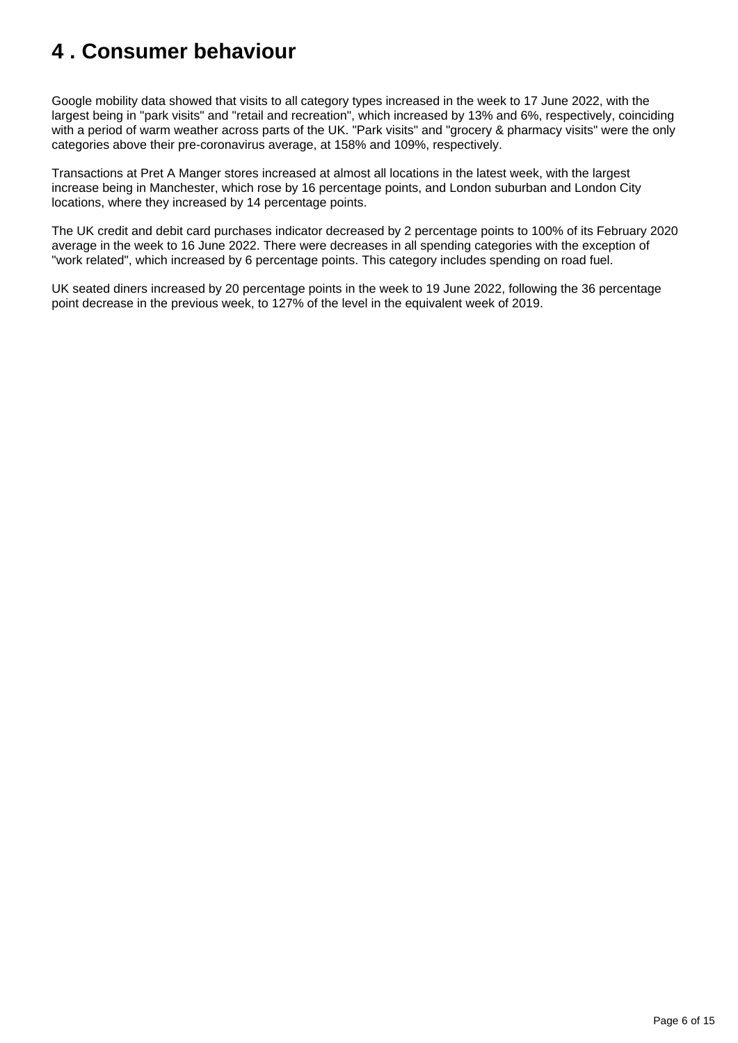# 4 . Consumer behaviour

Google mobility data showed that visits to all category types increased in the week to 17 June 2022, with the largest being in "park visits" and "retail and recreation", which increased by 13% and 6%, respectively, coinciding with a period of warm weather across parts of the UK. "Park visits" and "grocery & pharmacy visits" were the only categories above their pre-coronavirus average, at 158% and 109%, respectively.

Transactions at Pret A Manger stores increased at almost all locations in the latest week, with the largest increase being in Manchester, which rose by 16 percentage points, and London suburban and London City locations, where they increased by 14 percentage points.

The UK credit and debit card purchases indicator decreased by 2 percentage points to 100% of its February 2020 average in the week to 16 June 2022. There were decreases in all spending categories with the exception of "work related", which increased by 6 percentage points. This category includes spending on road fuel.

UK seated diners increased by 20 percentage points in the week to 19 June 2022, following the 36 percentage point decrease in the previous week, to 127% of the level in the equivalent week of 2019.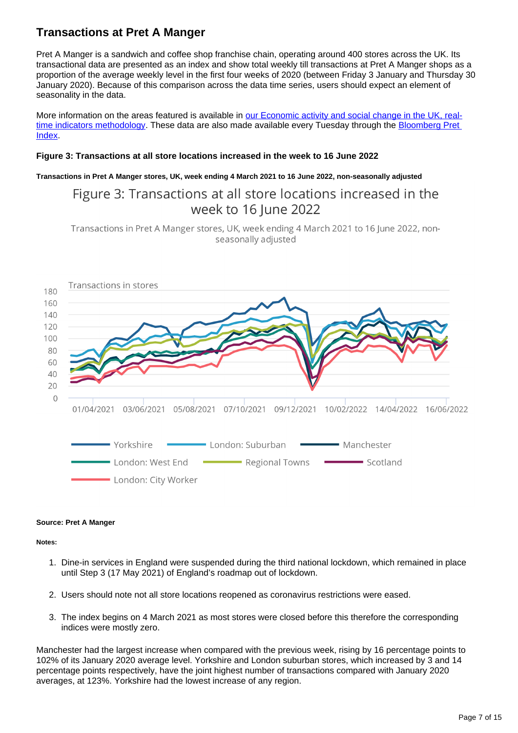## Transactions at Pret A Manger

Pret A Manger is a sandwich and coffee shop franchise chain, operating around 400 stores across the UK. Its transactional data are presented as an index and show total weekly till transactions at Pret A Manger shops as a proportion of the average weekly level in the first four weeks of 2020 (between Friday 3 January and Thursday 30 January 2020). Because of this comparison across the data time series, users should expect an element of seasonality in the data.

More information on the areas featured is available in [our Economic activity and social change in the UK, real-time indicators methodology](). These data are also made available every Tuesday through the [Bloomberg Pret Index]().

### Figure 3: Transactions at all store locations increased in the week to 16 June 2022

**Transactions in Pret A Manger stores, UK, week ending 4 March 2021 to 16 June 2022, non-seasonally adjusted**

Figure 3: Transactions at all store locations increased in the week to 16 June 2022

Transactions in Pret A Manger stores, UK, week ending 4 March 2021 to 16 June 2022, non-seasonally adjusted

Transactions in stores

180
160
140
120
100
80
60
40
20
0

01/04/2021
03/06/2021
05/08/2021
07/10/2021
09/12/2021
10/02/2022
14/04/2022
16/06/2022

Yorkshire
London: Suburban
Manchester
London: West End
Regional Towns
Scotland
London: City Worker

**Source: Pret A Manger**

**Notes:**

1. Dine-in services in England were suspended during the third national lockdown, which remained in place until Step 3 (17 May 2021) of England's roadmap out of lockdown.

2. Users should note not all store locations reopened as coronavirus restrictions were eased.

3. The index begins on 4 March 2021 as most stores were closed before this therefore the corresponding indices were mostly zero.

Manchester had the largest increase when compared with the previous week, rising by 16 percentage points to 102% of its January 2020 average level. Yorkshire and London suburban stores, which increased by 3 and 14 percentage points respectively, have the joint highest number of transactions compared with January 2020 averages, at 123%. Yorkshire had the lowest increase of any region.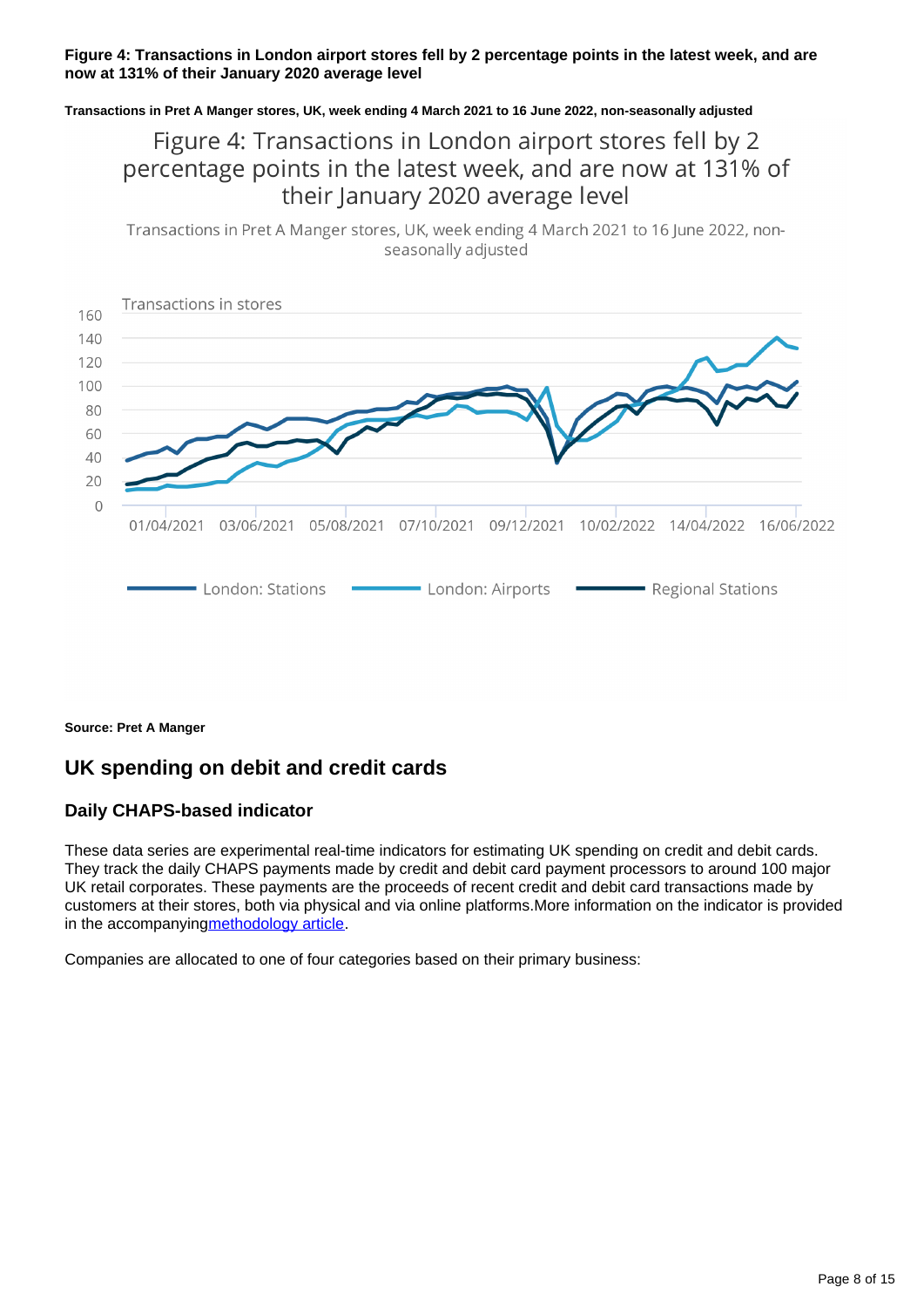**Figure 4: Transactions in London airport stores fell by 2 percentage points in the latest week, and are now at 131% of their January 2020 average level**

**Transactions in Pret A Manger stores, UK, week ending 4 March 2021 to 16 June 2022, non-seasonally adjusted**

Figure 4: Transactions in London airport stores fell by 2 percentage points in the latest week, and are now at 131% of their January 2020 average level

Transactions in Pret A Manger stores, UK, week ending 4 March 2021 to 16 June 2022, non-seasonally adjusted

Transactions in stores

160
140
120
100
80
60
40
20
0

01/04/2021 03/06/2021 05/08/2021 07/10/2021 09/12/2021 10/02/2022 14/04/2022 16/06/2022

London: Stations London: Airports Regional Stations

**Source: Pret A Manger**

## UK spending on debit and credit cards

### Daily CHAPS-based indicator

These data series are experimental real-time indicators for estimating UK spending on credit and debit cards. They track the daily CHAPS payments made by credit and debit card payment processors to around 100 major UK retail corporates. These payments are the proceeds of recent credit and debit card transactions made by customers at their stores, both via physical and via online platforms.More information on the indicator is provided in the accompanyingmethodology article.

Companies are allocated to one of four categories based on their primary business: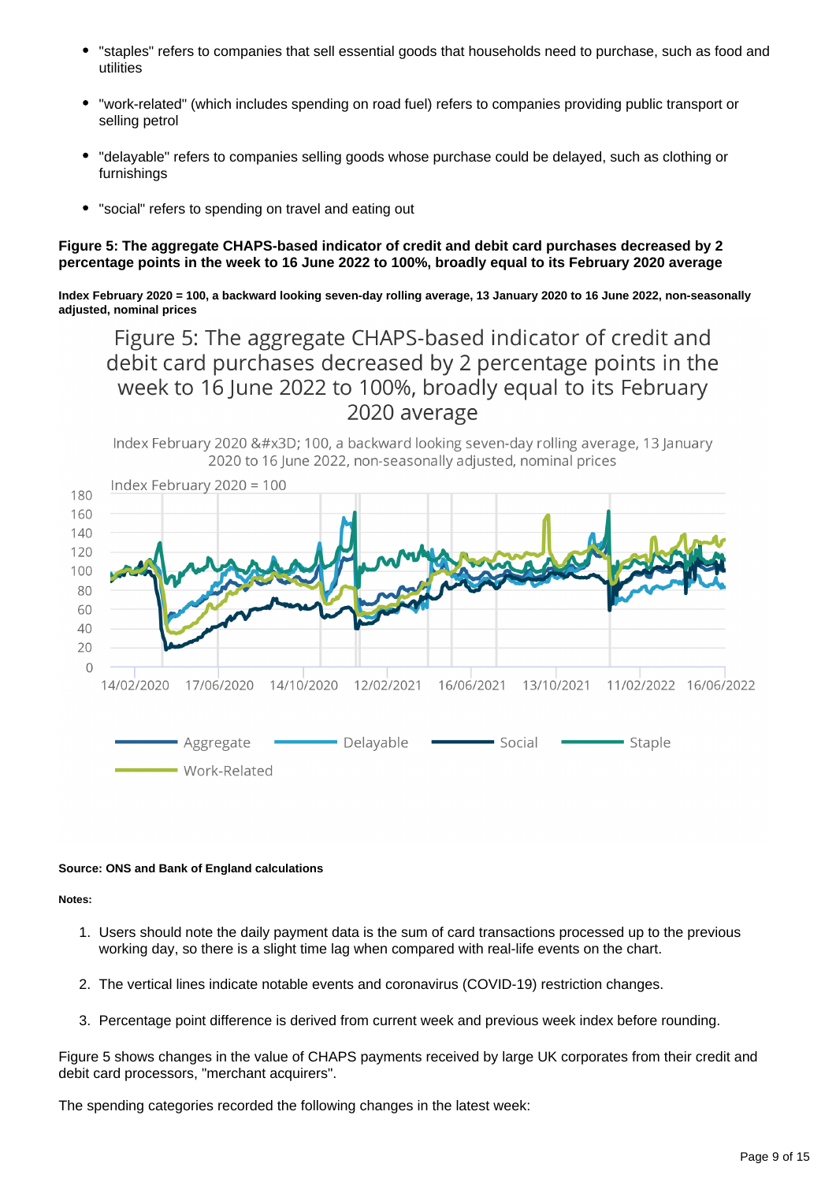- "staples" refers to companies that sell essential goods that households need to purchase, such as food and utilities
- "work-related" (which includes spending on road fuel) refers to companies providing public transport or selling petrol
- "delayable" refers to companies selling goods whose purchase could be delayed, such as clothing or furnishings
- "social" refers to spending on travel and eating out

**Figure 5: The aggregate CHAPS-based indicator of credit and debit card purchases decreased by 2 percentage points in the week to 16 June 2022 to 100%, broadly equal to its February 2020 average**

**Index February 2020 = 100, a backward looking seven-day rolling average, 13 January 2020 to 16 June 2022, non-seasonally adjusted, nominal prices**

Figure 5: The aggregate CHAPS-based indicator of credit and debit card purchases decreased by 2 percentage points in the week to 16 June 2022 to 100%, broadly equal to its February 2020 average

Index February 2020 &#x3D; 100, a backward looking seven-day rolling average, 13 January 2020 to 16 June 2022, non-seasonally adjusted, nominal prices

Index February 2020 = 100

180
160
140
120
100
80
60
40
20
0

14/02/2020 17/06/2020 14/10/2020 12/02/2021 16/06/2021 13/10/2021 11/02/2022 16/06/2022

Aggregate
Delayable
Social
Staple
Work-Related

**Source: ONS and Bank of England calculations**

**Notes:**

1. Users should note the daily payment data is the sum of card transactions processed up to the previous working day, so there is a slight time lag when compared with real-life events on the chart.
2. The vertical lines indicate notable events and coronavirus (COVID-19) restriction changes.
3. Percentage point difference is derived from current week and previous week index before rounding.

Figure 5 shows changes in the value of CHAPS payments received by large UK corporates from their credit and debit card processors, "merchant acquirers".

The spending categories recorded the following changes in the latest week: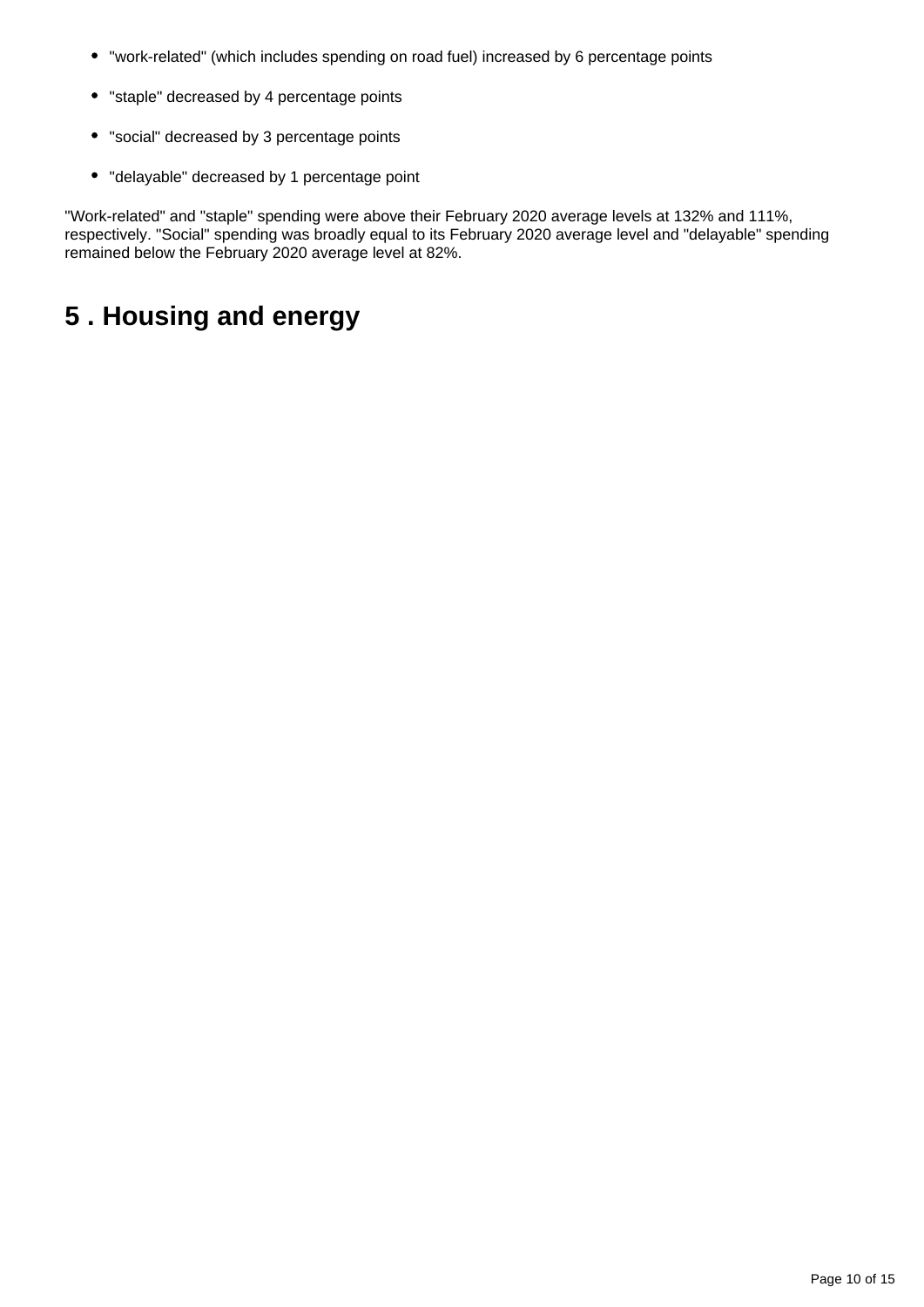- "work-related" (which includes spending on road fuel) increased by 6 percentage points
- "staple" decreased by 4 percentage points
- "social" decreased by 3 percentage points
- "delayable" decreased by 1 percentage point

"Work-related" and "staple" spending were above their February 2020 average levels at 132% and 111%, respectively. "Social" spending was broadly equal to its February 2020 average level and "delayable" spending remained below the February 2020 average level at 82%.

## 5 . Housing and energy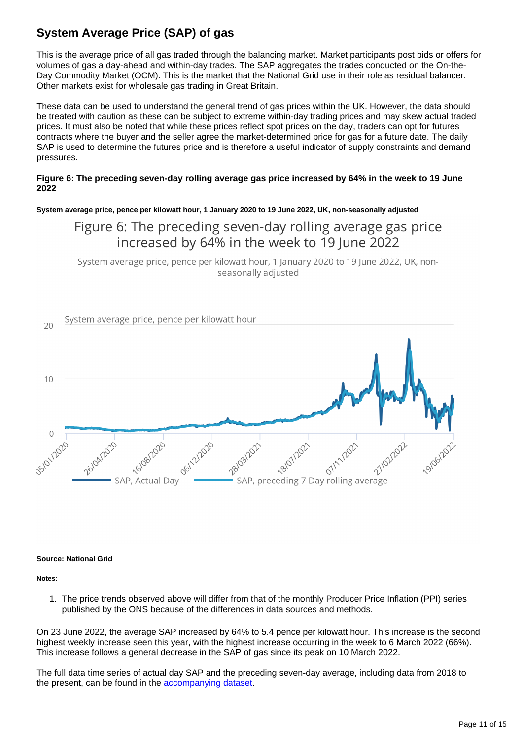## System Average Price (SAP) of gas

This is the average price of all gas traded through the balancing market. Market participants post bids or offers for volumes of gas a day-ahead and within-day trades. The SAP aggregates the trades conducted on the On-the-Day Commodity Market (OCM). This is the market that the National Grid use in their role as residual balancer. Other markets exist for wholesale gas trading in Great Britain.

These data can be used to understand the general trend of gas prices within the UK. However, the data should be treated with caution as these can be subject to extreme within-day trading prices and may skew actual traded prices. It must also be noted that while these prices reflect spot prices on the day, traders can opt for futures contracts where the buyer and the seller agree the market-determined price for gas for a future date. The daily SAP is used to determine the futures price and is therefore a useful indicator of supply constraints and demand pressures.

#### Figure 6: The preceding seven-day rolling average gas price increased by 64% in the week to 19 June 2022

##### System average price, pence per kilowatt hour, 1 January 2020 to 19 June 2022, UK, non-seasonally adjusted

Figure 6: The preceding seven-day rolling average gas price increased by 64% in the week to 19 June 2022

System average price, pence per kilowatt hour, 1 January 2020 to 19 June 2022, UK, non-seasonally adjusted

System average price, pence per kilowatt hour

20
10
0

05/01/2020
26/04/2020
16/08/2020
06/12/2020
28/03/2021
18/07/2021
07/11/2021
27/02/2022
19/06/2022

SAP, Actual Day
SAP, preceding 7 Day rolling average

**Source: National Grid**

**Notes:**

1. The price trends observed above will differ from that of the monthly Producer Price Inflation (PPI) series published by the ONS because of the differences in data sources and methods.

On 23 June 2022, the average SAP increased by 64% to 5.4 pence per kilowatt hour. This increase is the second highest weekly increase seen this year, with the highest increase occurring in the week to 6 March 2022 (66%). This increase follows a general decrease in the SAP of gas since its peak on 10 March 2022.

The full data time series of actual day SAP and the preceding seven-day average, including data from 2018 to the present, can be found in the accompanying dataset.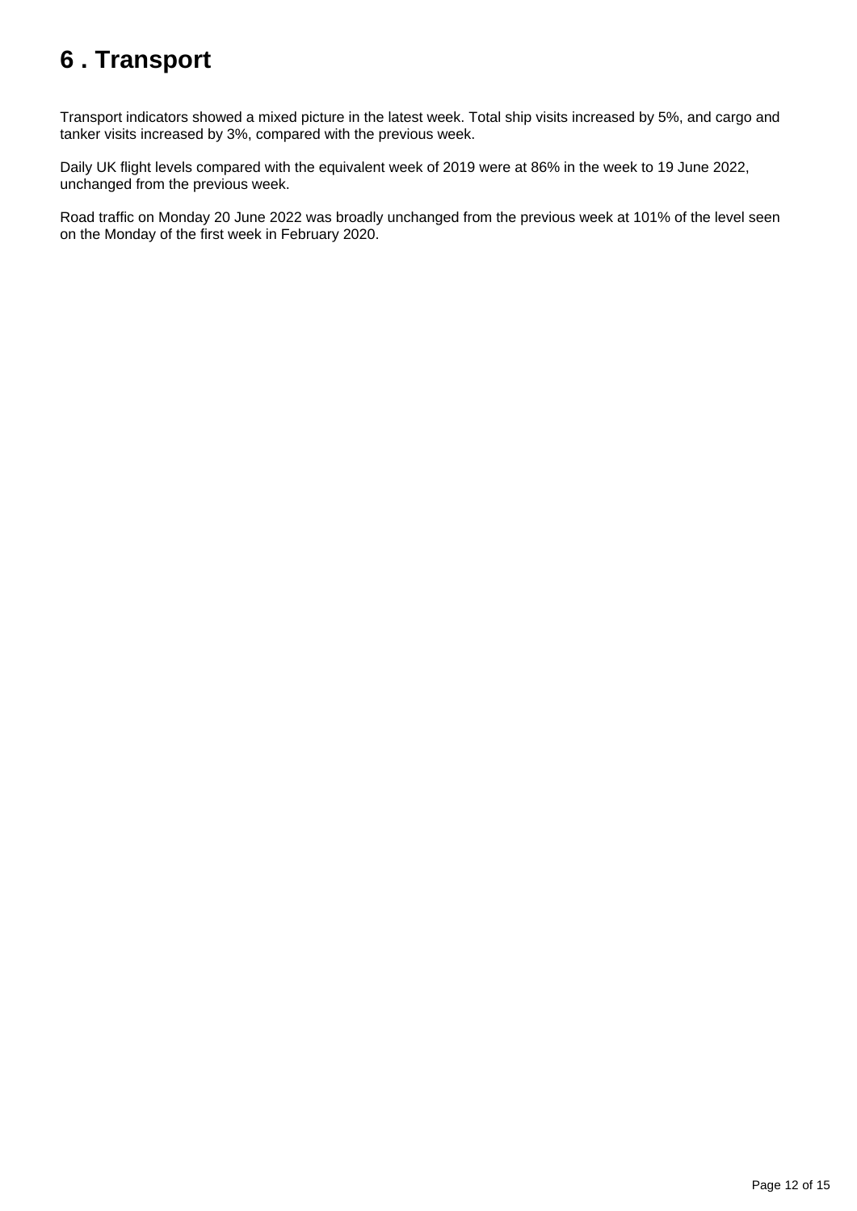# 6 . Transport

Transport indicators showed a mixed picture in the latest week. Total ship visits increased by 5%, and cargo and tanker visits increased by 3%, compared with the previous week.

Daily UK flight levels compared with the equivalent week of 2019 were at 86% in the week to 19 June 2022, unchanged from the previous week.

Road traffic on Monday 20 June 2022 was broadly unchanged from the previous week at 101% of the level seen on the Monday of the first week in February 2020.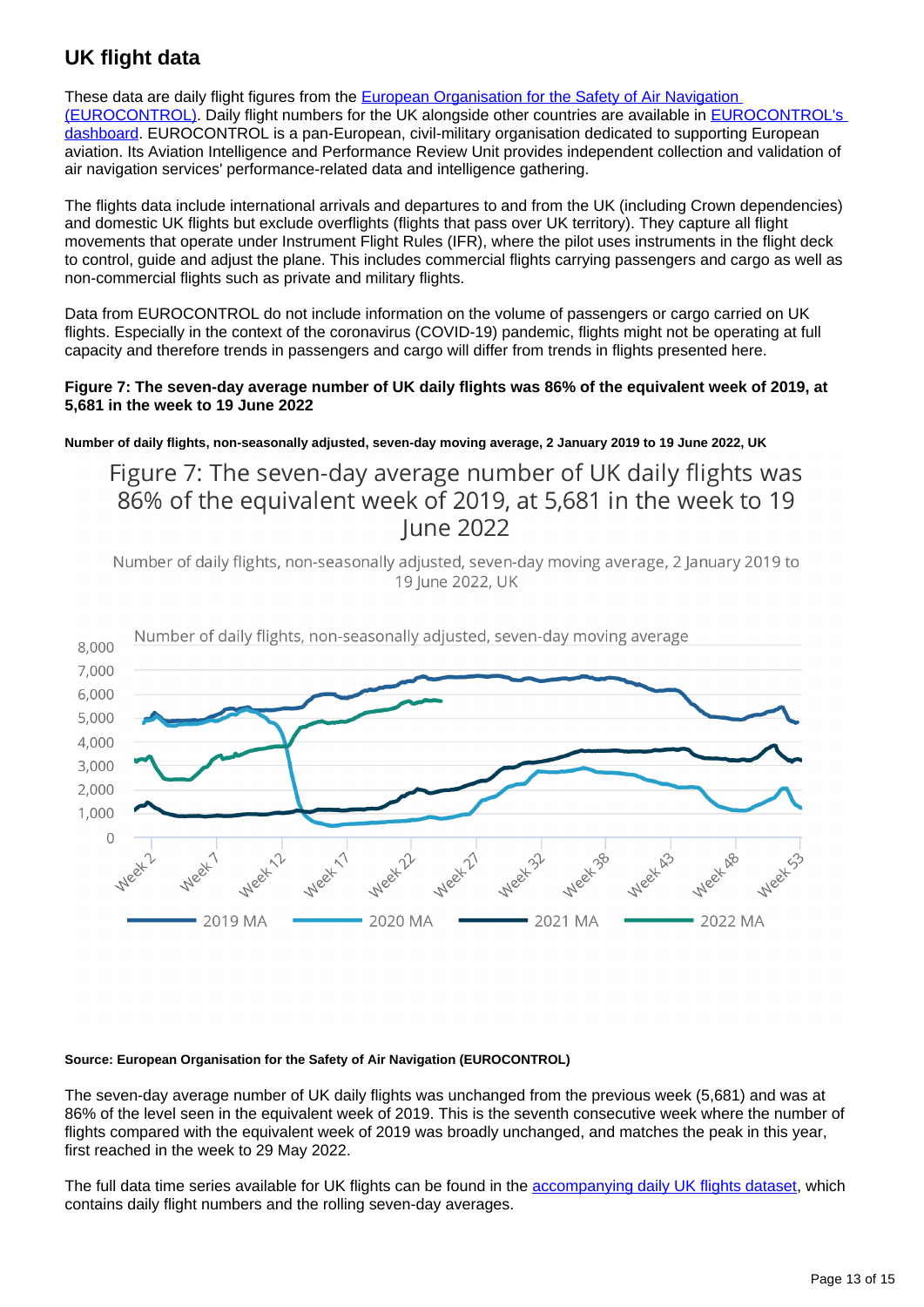## UK flight data

These data are daily flight figures from the [European Organisation for the Safety of Air Navigation (EUROCONTROL)](). Daily flight numbers for the UK alongside other countries are available in [EUROCONTROL's dashboard](). EUROCONTROL is a pan-European, civil-military organisation dedicated to supporting European aviation. Its Aviation Intelligence and Performance Review Unit provides independent collection and validation of air navigation services' performance-related data and intelligence gathering.

The flights data include international arrivals and departures to and from the UK (including Crown dependencies) and domestic UK flights but exclude overflights (flights that pass over UK territory). They capture all flight movements that operate under Instrument Flight Rules (IFR), where the pilot uses instruments in the flight deck to control, guide and adjust the plane. This includes commercial flights carrying passengers and cargo as well as non-commercial flights such as private and military flights.

Data from EUROCONTROL do not include information on the volume of passengers or cargo carried on UK flights. Especially in the context of the coronavirus (COVID-19) pandemic, flights might not be operating at full capacity and therefore trends in passengers and cargo will differ from trends in flights presented here.

**Figure 7: The seven-day average number of UK daily flights was 86% of the equivalent week of 2019, at 5,681 in the week to 19 June 2022**

**Number of daily flights, non-seasonally adjusted, seven-day moving average, 2 January 2019 to 19 June 2022, UK**

Figure 7: The seven-day average number of UK daily flights was 86% of the equivalent week of 2019, at 5,681 in the week to 19 June 2022

Number of daily flights, non-seasonally adjusted, seven-day moving average, 2 January 2019 to 19 June 2022, UK

Number of daily flights, non-seasonally adjusted, seven-day moving average

8,000
7,000
6,000
5,000
4,000
3,000
2,000
1,000
0

Week 2, Week 7, Week 12, Week 17, Week 22, Week 27, Week 32, Week 38, Week 43, Week 48, Week 53

2019 MA, 2020 MA, 2021 MA, 2022 MA

**Source: European Organisation for the Safety of Air Navigation (EUROCONTROL)**

The seven-day average number of UK daily flights was unchanged from the previous week (5,681) and was at 86% of the level seen in the equivalent week of 2019. This is the seventh consecutive week where the number of flights compared with the equivalent week of 2019 was broadly unchanged, and matches the peak in this year, first reached in the week to 29 May 2022.

The full data time series available for UK flights can be found in the [accompanying daily UK flights dataset](), which contains daily flight numbers and the rolling seven-day averages.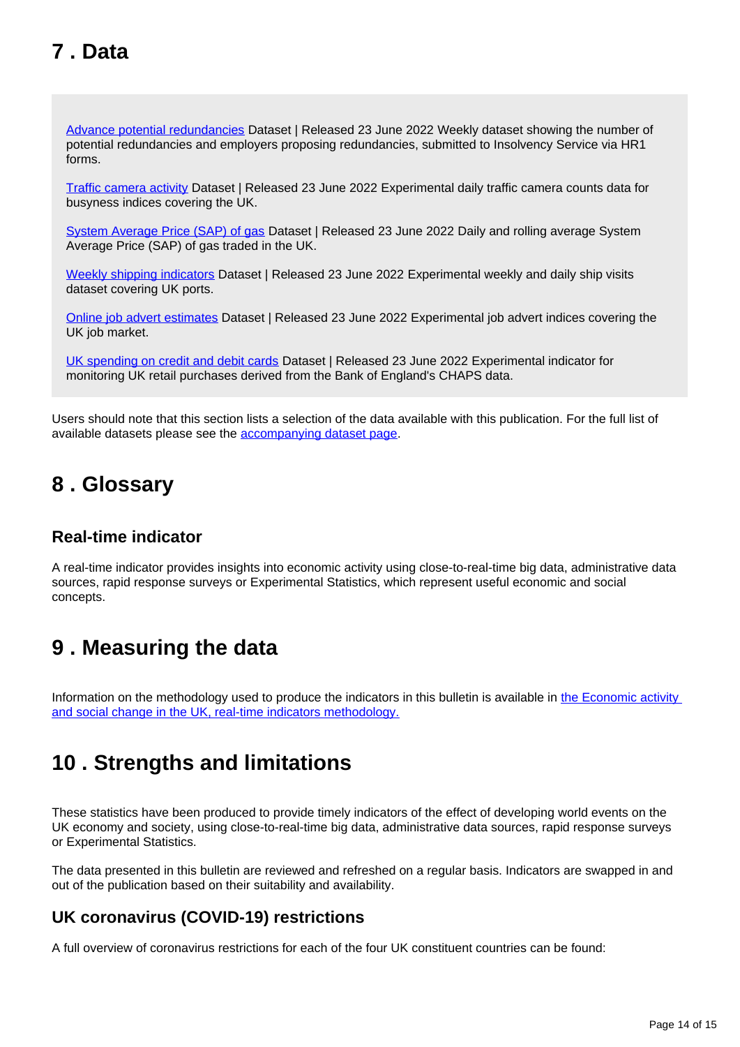## 7 . Data

[Advance potential redundancies](#) Dataset | Released 23 June 2022 Weekly dataset showing the number of potential redundancies and employers proposing redundancies, submitted to Insolvency Service via HR1 forms.

[Traffic camera activity](#) Dataset | Released 23 June 2022 Experimental daily traffic camera counts data for busyness indices covering the UK.

[System Average Price (SAP) of gas](#) Dataset | Released 23 June 2022 Daily and rolling average System Average Price (SAP) of gas traded in the UK.

[Weekly shipping indicators](#) Dataset | Released 23 June 2022 Experimental weekly and daily ship visits dataset covering UK ports.

[Online job advert estimates](#) Dataset | Released 23 June 2022 Experimental job advert indices covering the UK job market.

[UK spending on credit and debit cards](#) Dataset | Released 23 June 2022 Experimental indicator for monitoring UK retail purchases derived from the Bank of England's CHAPS data.

Users should note that this section lists a selection of the data available with this publication. For the full list of available datasets please see the [accompanying dataset page](#).

## 8 . Glossary

### Real-time indicator

A real-time indicator provides insights into economic activity using close-to-real-time big data, administrative data sources, rapid response surveys or Experimental Statistics, which represent useful economic and social concepts.

## 9 . Measuring the data

Information on the methodology used to produce the indicators in this bulletin is available in [the Economic activity and social change in the UK, real-time indicators methodology.](#)

## 10 . Strengths and limitations

These statistics have been produced to provide timely indicators of the effect of developing world events on the UK economy and society, using close-to-real-time big data, administrative data sources, rapid response surveys or Experimental Statistics.

The data presented in this bulletin are reviewed and refreshed on a regular basis. Indicators are swapped in and out of the publication based on their suitability and availability.

### UK coronavirus (COVID-19) restrictions

A full overview of coronavirus restrictions for each of the four UK constituent countries can be found: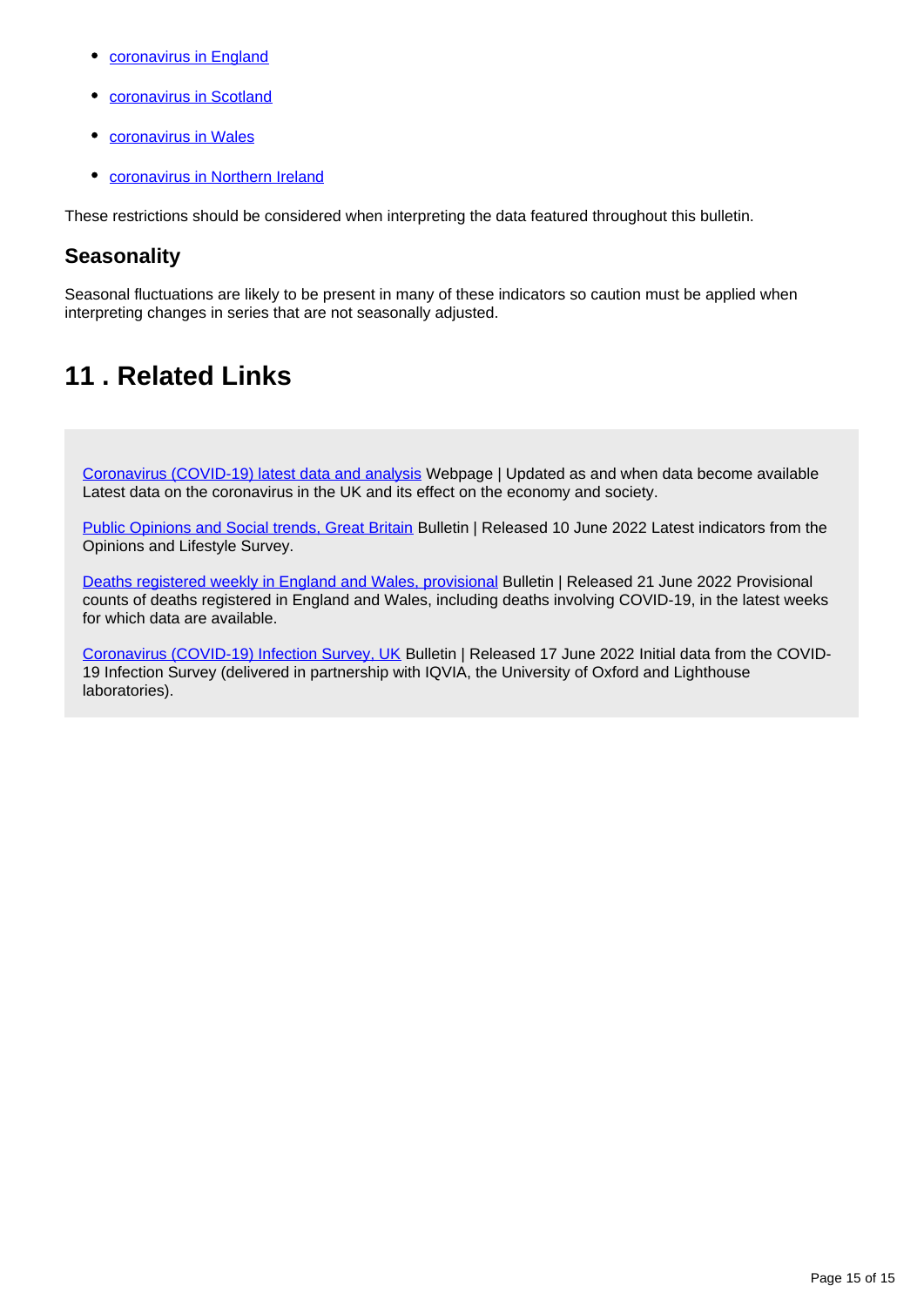- coronavirus in England
- coronavirus in Scotland
- coronavirus in Wales
- coronavirus in Northern Ireland

These restrictions should be considered when interpreting the data featured throughout this bulletin.

### Seasonality

Seasonal fluctuations are likely to be present in many of these indicators so caution must be applied when interpreting changes in series that are not seasonally adjusted.

## 11 . Related Links

Coronavirus (COVID-19) latest data and analysis Webpage | Updated as and when data become available Latest data on the coronavirus in the UK and its effect on the economy and society.

Public Opinions and Social trends, Great Britain Bulletin | Released 10 June 2022 Latest indicators from the Opinions and Lifestyle Survey.

Deaths registered weekly in England and Wales, provisional Bulletin | Released 21 June 2022 Provisional counts of deaths registered in England and Wales, including deaths involving COVID-19, in the latest weeks for which data are available.

Coronavirus (COVID-19) Infection Survey, UK Bulletin | Released 17 June 2022 Initial data from the COVID-19 Infection Survey (delivered in partnership with IQVIA, the University of Oxford and Lighthouse laboratories).